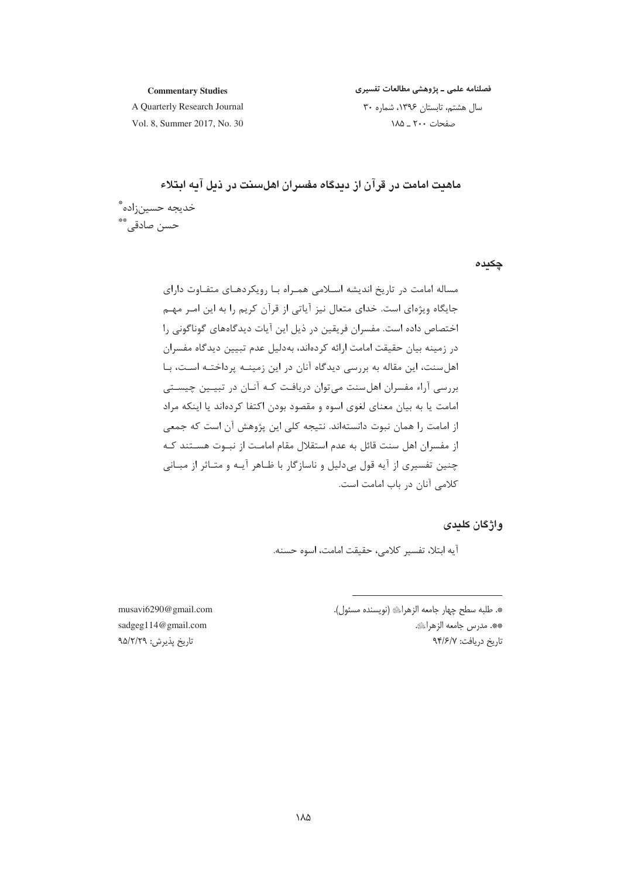# ماهیت امامت در قرآن از دیدگاه مفسران اهل‌سنت در ذیل آیه ابتلاء

خدیجه حسین‌زاده*

حسن صادقی**

## چکیده

مساله امامت در تاریخ اندیشه اسلامی همراه با رویکردهای متفاوت دارای جایگاه ویژه‌ای است. خدای متعال نیز آیاتی از قرآن کریم را به این امر مهم اختصاص داده است. مفسران فریقین در ذیل این آیات دیدگاه‌های گوناگونی را در زمینه بیان حقیقت امامت ارائه کرده‌اند، به‌دلیل عدم تبیین دیدگاه مفسران اهل‌سنت، این مقاله به بررسی دیدگاه آنان در این زمینه پرداخته است، با بررسی آراء مفسران اهل‌سنت می‌توان دریافت که آنان در تبیین چیستی امامت یا به بیان معنای لغوی اسوه و مقصود بودن اکتفا کرده‌اند یا اینکه مراد از امامت را همان نبوت دانسته‌اند. نتیجه کلی این پژوهش آن است که جمعی از مفسران اهل سنت قائل به عدم استقلال مقام امامت از نبوت هستند که چنین تفسیری از آیه قول بی‌دلیل و ناسازگار با ظاهر آیه و متاثر از مبانی کلامی آنان در باب امامت است.

## واژگان کلیدی

آیه ابتلا، تفسیر کلامی، حقیقت امامت، اسوه حسنه.

---

*. طلبه سطح چهار جامعه الزهرا (نویسنده مسئول). musavi6290@gmail.com

**. مدرس جامعه الزهرا. sadgeg114@gmail.com

تاریخ دریافت: ۹۴/۶/۷ تاریخ پذیرش: ۹۵/۲/۲۹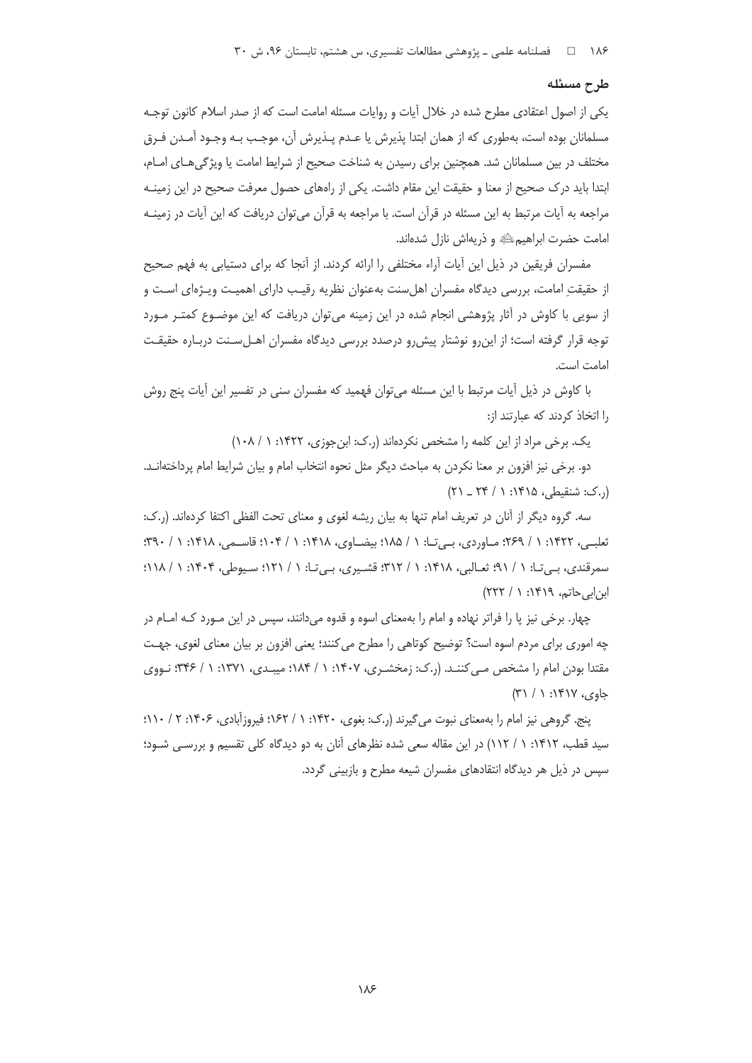## طرح مسئله

یکی از اصول اعتقادی مطرح شده در خلال آیات و روایات مسئله امامت است که از صدر اسلام کانون توجه مسلمانان بوده است، به‌طوری که از همان ابتدا پذیرش یا عدم پذیرش آن، موجب به وجود آمدن فرق مختلف در بین مسلمانان شد. همچنین برای رسیدن به شناخت صحیح از شرایط امامت یا ویژگی‌های امام، ابتدا باید درک صحیح از معنا و حقیقت این مقام داشت. یکی از راه‌های حصول معرفت صحیح در این زمینه مراجعه به آیات مرتبط به این مسئله در قرآن است. با مراجعه به قرآن می‌توان دریافت که این آیات در زمینه امامت حضرت ابراهیم علیه‌السلام و ذریه‌اش نازل شده‌اند.

مفسران فریقین در ذیل این آیات آراء مختلفی را ارائه کردند. از آنجا که برای دستیابی به فهم صحیح از حقیقتِ امامت، بررسی دیدگاه مفسران اهل‌سنت به‌عنوان نظریه رقیب دارای اهمیت ویژه‌ای است و از سویی با کاوش در آثار پژوهشی انجام شده در این زمینه می‌توان دریافت که این موضوع کمتر مورد توجه قرار گرفته است؛ از این‌رو نوشتار پیش‌رو درصدد بررسی دیدگاه مفسران اهل‌سنت درباره حقیقت امامت است.

با کاوش در ذیل آیات مرتبط با این مسئله می‌توان فهمید که مفسران سنی در تفسیر این آیات پنج روش را اتخاذ کردند که عبارتند از:

یک. برخی مراد از این کلمه را مشخص نکرده‌اند (ر.ک: ابن‌جوزی، ۱۴۲۲: ۱ / ۱۰۸)

دو. برخی نیز افزون بر معنا نکردن به مباحث دیگر مثل نحوه انتخاب امام و بیان شرایط امام پرداخته‌اند. (ر.ک: شنقیطی، ۱۴۱۵: ۱ / ۲۴ ـ ۲۱)

سه. گروه دیگر از آنان در تعریف امام تنها به بیان ریشه لغوی و معنای تحت الفظی اکتفا کرده‌اند. (ر.ک: ثعلبی، ۱۴۲۲: ۱ / ۲۶۹؛ ماوردی، بی‌تا: ۱ / ۱۸۵؛ بیضاوی، ۱۴۱۸: ۱ / ۱۰۴؛ قاسمی، ۱۴۱۸: ۱ / ۳۹۰؛ سمرقندی، بی‌تا: ۱ / ۹۱؛ ثعالبی، ۱۴۱۸: ۱ / ۳۱۲؛ قشیری، بی‌تا: ۱ / ۱۲۱؛ سیوطی، ۱۴۰۴: ۱ / ۱۱۸؛ ابن‌ابی‌حاتم، ۱۴۱۹: ۱ / ۲۲۲)

چهار. برخی نیز پا را فراتر نهاده و امام را به‌معنای اسوه و قدوه می‌دانند، سپس در این مورد که امام در چه اموری برای مردم اسوه است؟ توضیح کوتاهی را مطرح می‌کنند؛ یعنی افزون بر بیان معنای لغوی، جهت مقتدا بودن امام را مشخص می‌کنند. (ر.ک: زمخشری، ۱۴۰۷: ۱ / ۱۸۴؛ میبدی، ۱۳۷۱: ۱ / ۳۴۶؛ نووی جاوی، ۱۴۱۷: ۱ / ۳۱)

پنج. گروهی نیز امام را به‌معنای نبوت می‌گیرند (ر.ک: بغوی، ۱۴۲۰: ۱ / ۱۶۲؛ فیروزآبادی، ۱۴۰۶: ۲ / ۱۱۰؛ سید قطب، ۱۴۱۲: ۱ / ۱۱۲) در این مقاله سعی شده نظرهای آنان به دو دیدگاه کلی تقسیم و بررسی شود؛ سپس در ذیل هر دیدگاه انتقادهای مفسران شیعه مطرح و بازبینی گردد.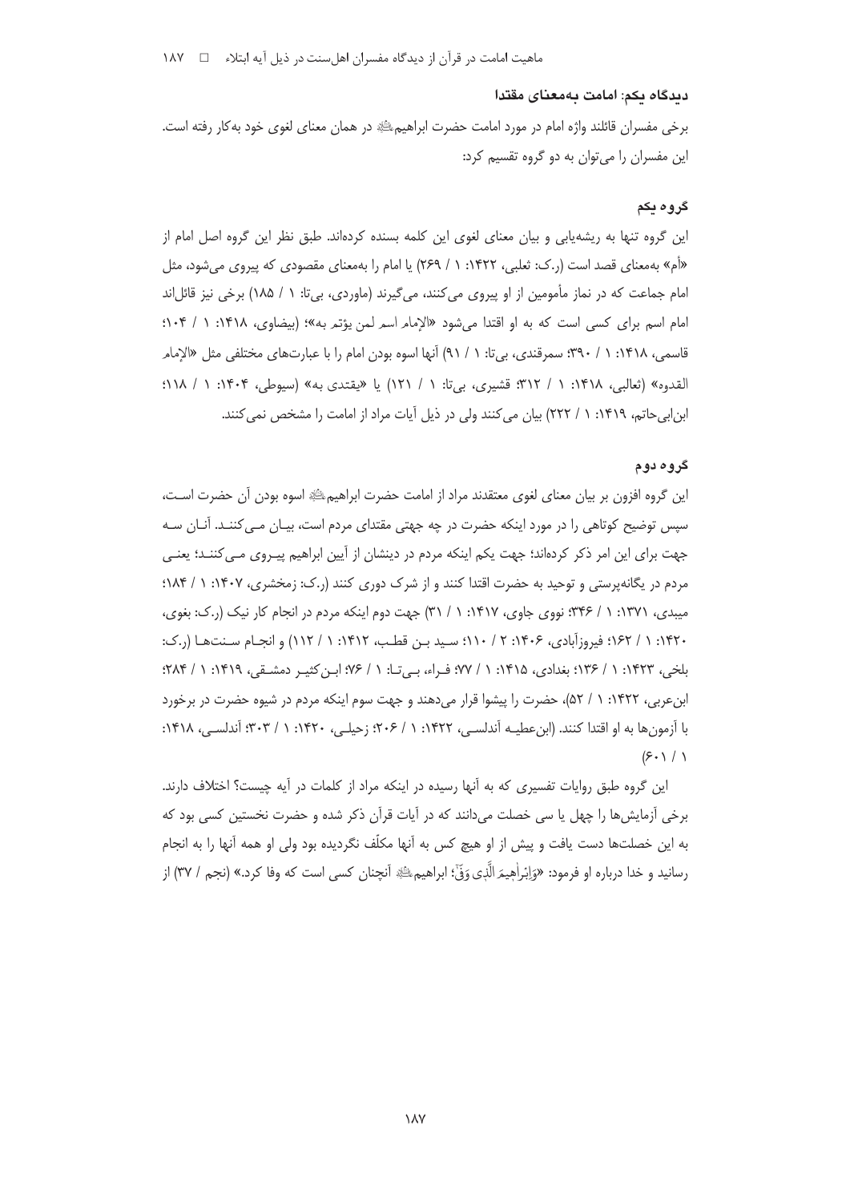### دیدگاه یکم: امامت به‌معنای مقتدا

برخی مفسران قائلند واژه امام در مورد امامت حضرت ابراهیم‌ در همان معنای لغوی خود به‌کار رفته است. این مفسران را می‌توان به دو گروه تقسیم کرد:

#### گروه یکم

این گروه تنها به ریشه‌یابی و بیان معنای لغوی این کلمه بسنده کرده‌اند. طبق نظر این گروه اصل امام از «أم» به‌معنای قصد است (ر.ک: ثعلبی، ۱۴۲۲: ۱ / ۲۶۹) یا امام را به‌معنای مقصودی که پیروی می‌شود، مثل امام جماعت که در نماز مأمومین از او پیروی می‌کنند، می‌گیرند (ماوردی، بی‌تا: ۱ / ۱۸۵) برخی نیز قائل‌اند امام اسم برای کسی است که به او اقتدا کنند می‌شود «الإمام اسم لمن یؤتم به»؛ (بیضاوی، ۱۴۱۸: ۱ / ۱۰۴؛ قاسمی، ۱۴۱۸: ۱ / ۳۹۰؛ سمرقندی، بی‌تا: ۱ / ۹۱) آنها اسوه بودن امام را با عبارت‌های مختلفی مثل «الإمام القدوه» (ثعالبی، ۱۴۱۸: ۱ / ۳۱۲؛ قشیری، بی‌تا: ۱ / ۱۲۱) یا «یقتدی به» (سیوطی، ۱۴۰۴: ۱ / ۱۱۸؛ ابن‌ابی‌حاتم، ۱۴۱۹: ۱ / ۲۲۲) بیان می‌کنند ولی در ذیل آیات مراد از امامت را مشخص نمی‌کنند.

#### گروه دوم

این گروه افزون بر بیان معنای لغوی معتقدند مراد از امامت حضرت ابراهیم‌ اسوه بودن آن حضرت است، سپس توضیح کوتاهی را در مورد اینکه حضرت در چه جهتی مقتدای مردم است، بیان می‌کنند. آنان سه جهت برای این امر ذکر کرده‌اند؛ جهت یکم اینکه مردم در دینشان از آیین ابراهیم پیروی می‌کنند؛ یعنی مردم در یگانه‌پرستی و توحید به حضرت اقتدا کنند و از شرک دوری کنند (ر.ک: زمخشری، ۱۴۰۷: ۱ / ۱۸۴؛ میبدی، ۱۳۷۱: ۱ / ۳۴۶؛ نووی جاوی، ۱۴۱۷: ۱ / ۳۱) جهت دوم اینکه مردم در انجام کار نیک (ر.ک: بغوی، ۱۴۲۰: ۱ / ۱۶۲؛ فیروزآبادی، ۱۴۰۶: ۲ / ۱۱۰؛ سید بن قطب، ۱۴۱۲: ۱ / ۱۱۲) و انجام سنت‌ها (ر.ک: بلخی، ۱۴۲۳: ۱ / ۱۳۶؛ بغدادی، ۱۴۱۵: ۱ / ۷۷؛ فراء، بی‌تا: ۱ / ۷۶؛ ابن‌کثیر دمشقی، ۱۴۱۹: ۱ / ۲۸۴؛ ابن‌عربی، ۱۴۲۲: ۱ / ۵۲)، حضرت را پیشوا قرار می‌دهند و جهت سوم اینکه مردم در شیوه حضرت در برخورد با آزمون‌ها به او اقتدا کنند. (ابن‌عطیه آندلسی، ۱۴۲۲: ۱ / ۲۰۶؛ زحیلی، ۱۴۲۰: ۱ / ۳۰۳؛ آندلسی، ۱۴۱۸: ۱ / ۶۰۱)

این گروه طبق روایات تفسیری که به آنها رسیده در اینکه مراد از کلمات در آیه چیست؟ اختلاف دارند. برخی آزمایش‌ها را چهل یا سی خصلت می‌دانند که در آیات قرآن ذکر شده و حضرت نخستین کسی بود که به این خصلت‌ها دست یافت و پیش از او هیچ کس به آنها مکلّف نگردیده بود ولی او همه آنها را به انجام رسانید و خدا درباره او فرمود: «وَإِبْرَاهِيمَ الَّذِي وَفَّىٰ؛ ابراهیم‌ آنچنان کسی است که وفا کرد.» (نجم / ۳۷) از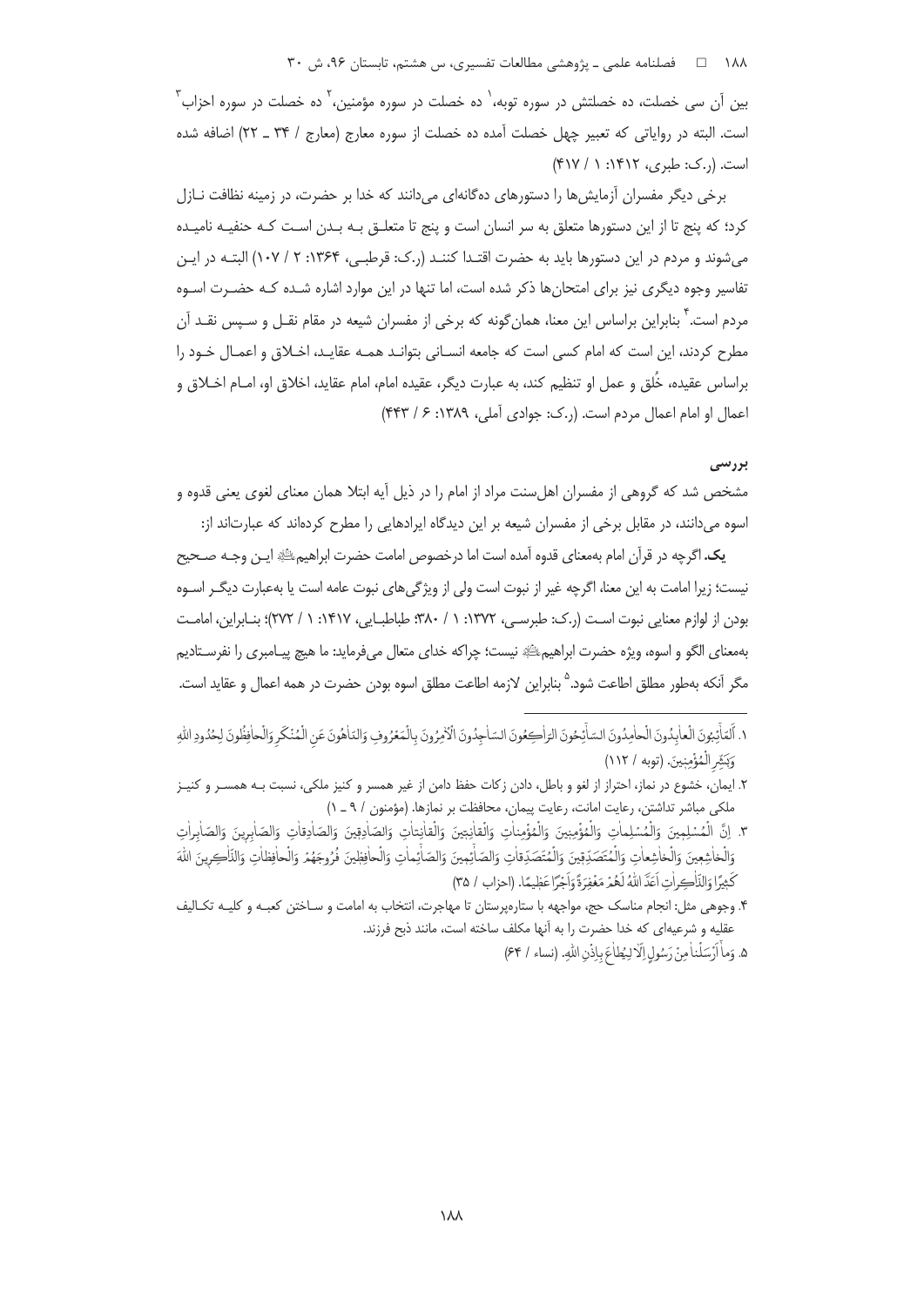بین آن سی خصلت، ده خصلتش در سوره توبه،[1] ده خصلت در سوره مؤمنین،[2] ده خصلت در سوره احزاب[3] است. البته در روایاتی که تعبیر چهل خصلت آمده ده خصلت از سوره معارج (معارج / ۳۴ ـ ۲۲) اضافه شده است. (ر.ک: طبری، ۱۴۱۲: ۱ / ۴۱۷)

برخی دیگر مفسران آزمایش‌ها را دستورهای ده‌گانه‌ای می‌دانند که خدا بر حضرت، در زمینه نظافت نازل کرد؛ که پنج تا از این دستورها متعلق به سر انسان است و پنج تا متعلق به بدن است که حنفیه نامیده می‌شوند و مردم در این دستورها باید به حضرت اقتدا کنند (ر.ک: قرطبی، ۱۳۶۴: ۲ / ۱۰۷) البته در این تفاسیر وجوه دیگری نیز برای امتحان‌ها ذکر شده است، اما تنها در این موارد اشاره شده که حضرت اسوه مردم است.[4] بنابراین براساس این معنا، همان‌گونه که برخی از مفسران شیعه در مقام نقل و سپس نقد آن مطرح کردند، این است که امام کسی است که جامعه انسانی بتواند همه عقاید، اخلاق و اعمال خود را براساس عقیده، خُلق و عمل او تنظیم کند، به عبارت دیگر، عقیده امام، امام عقاید، اخلاق او، امام اخلاق و اعمال او امام اعمال مردم است. (ر.ک: جوادی آملی، ۱۳۸۹: ۶ / ۴۴۳)

### بررسی

مشخص شد که گروهی از مفسران اهل‌سنت مراد از امام را در ذیل آیه ابتلا همان معنای لغوی یعنی قدوه و اسوه می‌دانند، در مقابل برخی از مفسران شیعه بر این دیدگاه ایرادهایی را مطرح کرده‌اند که عبارت‌اند از:

**یک.** اگرچه در قرآن امام به‌معنای قدوه آمده است اما درخصوص امامت حضرت ابراهیمعليه‌السلام این وجه صحیح نیست؛ زیرا امامت به این معنا، اگرچه غیر از نبوت است ولی از ویژگی‌های نبوت عامه است یا به‌عبارت دیگر اسوه بودن از لوازم معنایی نبوت است (ر.ک: طبرسی، ۱۳۷۲: ۱ / ۳۸۰؛ طباطبایی، ۱۴۱۷: ۱ / ۲۷۲)؛ بنابراین، امامت به‌معنای الگو و اسوه، ویژه حضرت ابراهیمعليه‌السلام نیست؛ چراکه خدای متعال می‌فرماید: ما هیچ پیامبری را نفرستادیم مگر آنکه به‌طور مطلق اطاعت شود.[5] بنابراین لازمه اطاعت مطلق اسوه بودن حضرت در همه اعمال و عقاید است.

---

۱. اَلتّائِبُونَ الْعابِدُونَ الْحامِدُونَ السّائِحُونَ الرّاكِعُونَ السّاجِدُونَ الْآمِرُونَ بِالْمَعْرُوفِ وَالنّاهُونَ عَنِ الْمُنْكَرِ وَالْحافِظُونَ لِحُدُودِ اللهِ وَبَشِّرِ الْمُؤْمِنِينَ. (توبه / ۱۱۲)

۲. ایمان، خشوع در نماز، احتراز از لغو و باطل، دادن زکات حفظ دامن از غیر همسر و کنیز ملکی، نسبت به همسر و کنیز ملکی مباشر نداشتن، رعایت امانت، رعایت پیمان، محافظت بر نمازها. (مؤمنون / ۹ ـ ۱)

۳. اِنَّ الْمُسْلِمِينَ وَالْمُسْلِماتِ وَالْمُؤْمِنِينَ وَالْمُؤْمِناتِ وَالْقانِتِينَ وَالْقانِتاتِ وَالصّادِقِينَ وَالصّادِقاتِ وَالصّابِرِينَ وَالصّابِراتِ وَالْخاشِعِينَ وَالْخاشِعاتِ وَالْمُتَصَدِّقِينَ وَالْمُتَصَدِّقاتِ وَالصّائِمِينَ وَالصّائِماتِ وَالْحافِظِينَ فُرُوجَهُمْ وَالْحافِظاتِ وَالذّاكِرِينَ اللهَ كَثِيرًا وَالذّاكِراتِ اَعَدَّ اللهُ لَهُمْ مَغْفِرَةً وَاَجْرًا عَظِيمًا. (احزاب / ۳۵)

۴. وجوهی مثل: انجام مناسک حج، مواجهه با ستاره‌پرستان تا مهاجرت، انتخاب به امامت و ساختن کعبه و کلیه تکالیف عقلیه و شرعیه‌ای که خدا حضرت را به آنها مکلف ساخته است، مانند ذبح فرزند.

۵. وَما اَرْسَلْنا مِنْ رَسُولٍ اِلّا لِيُطاعَ بِاِذْنِ اللهِ. (نساء / ۶۴)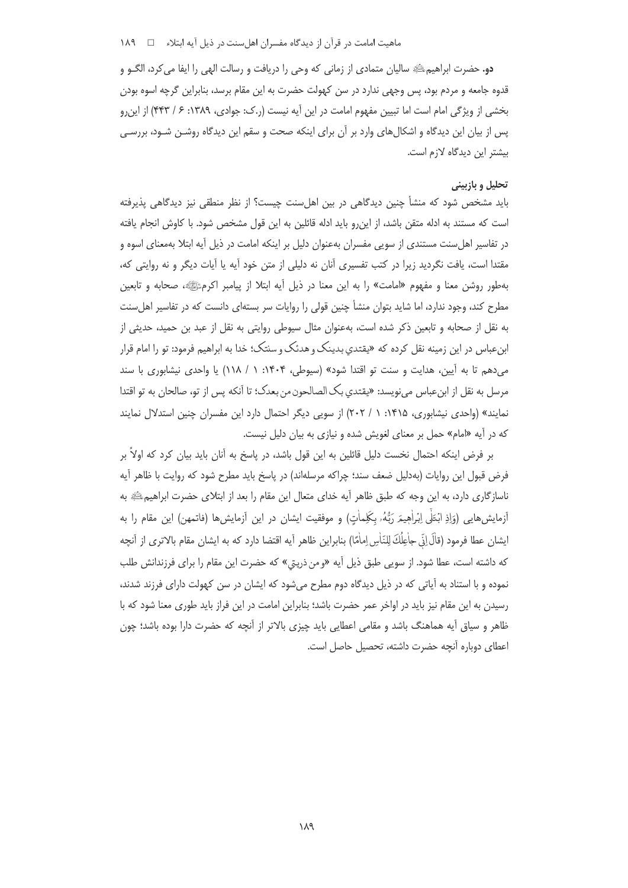**دو.** حضرت ابراهیم علیه السلام سالیان متمادی از زمانی که وحی را دریافت و رسالت الهی را ایفا می‌کرد، الگـو و قدوه جامعه و مردم بود، پس وجهی ندارد در سن کهولت حضرت به این مقام برسد، بنابراین گرچه اسوه بودن بخشی از ویژگی امام است اما تبیین مفهوم امامت در این آیه نیست (ر.ک: جوادی، ۱۳۸۹: ۶ / ۴۴۳) از این‌رو پس از بیان این دیدگاه و اشکال‌های وارد بر آن برای اینکه صحت و سقم این دیدگاه روشـن شـود، بررسـی بیشتر این دیدگاه لازم است.

### تحلیل و بازبینی

باید مشخص شود که منشأ چنین دیدگاهی در بین اهل‌سنت چیست؟ از نظر منطقی نیز دیدگاهی پذیرفته است که مستند به ادله متقن باشد، از این‌رو باید ادله قائلین به این قول مشخص شود. با کاوش انجام یافته در تفاسیر اهل‌سنت مستندی از سویی مفسران به‌عنوان دلیل بر اینکه امامت در ذیل آیه ابتلا به‌معنای اسوه و مقتدا است، یافت نگردید زیرا در کتب تفسیری آنان نه دلیلی از متن خود آیه یا آیات دیگر و نه روایتی که، به‌طور روشن معنا و مفهوم «امامت» را به این معنا در ذیل آیه ابتلا از پیامبر اکرم صلی الله علیه و آله، صحابه و تابعین مطرح کند، وجود ندارد، اما شاید بتوان منشأ چنین قولی را روایات سر بسته‌ای دانست که در تفاسیر اهل‌سنت به نقل از صحابه و تابعین ذکر شده است، به‌عنوان مثال سیوطی روایتی به نقل از عبد بن حمید، حدیثی از ابن‌عباس در این زمینه نقل کرده که «یقتدي بدینک و هدئک و سنتک؛ خدا به ابراهیم فرمود: تو را امام قرار می‌دهم تا به آیین، هدایت و سنت تو اقتدا شود» (سیوطی، ۱۴۰۴: ۱ / ۱۱۸) یا واحدی نیشابوری با سند مرسل به نقل از ابن‌عباس می‌نویسد: «یقتدي بک الصالحون من بعدک؛ تا آنکه پس از تو، صالحان به تو اقتدا نمایند» (واحدی نیشابوری، ۱۴۱۵: ۱ / ۲۰۲) از سویی دیگر احتمال دارد این مفسران چنین استدلال نمایند که در آیه «امام» حمل بر معنای لغویش شده و نیازی به بیان دلیل نیست.

بر فرض اینکه احتمال نخست دلیل قائلین به این قول باشد، در پاسخ به آنان باید بیان کرد که اولاً بر فرض قبول این روایات (به‌دلیل ضعف سند؛ چراکه مرسله‌اند) در پاسخ باید مطرح شود که روایت با ظاهر آیه ناسازگاری دارد، به این وجه که طبق ظاهر آیه خدای متعال این مقام را بعد از ابتلای حضرت ابراهیم علیه السلام به آزمایش‌هایی (وَإِذِ ابْتَلَىٰ إِبْرَاهِيمَ رَبُّهُ بِكَلِمَاتٍ) و موفقیت ایشان در این آزمایش‌ها (فاتمهن) این مقام را به ایشان عطا فرمود (قَالَ إِنِّي جَاعِلُكَ لِلنَّاسِ إِمَامًا) بنابراین ظاهر آیه اقتضا دارد که به ایشان مقام بالاتری از آنچه که داشته است، عطا شود. از سویی طبق ذیل آیه «و من ذریتي» که حضرت این مقام را برای فرزندانش طلب نموده و با استناد به آیاتی که در ذیل دیدگاه دوم مطرح می‌شود که ایشان در سن کهولت دارای فرزند شدند، رسیدن به این مقام نیز باید در اواخر عمر حضرت باشد؛ بنابراین امامت در این فراز باید طوری معنا شود که با ظاهر و سیاق آیه هماهنگ باشد و مقامی اعطایی باید چیزی بالاتر از آنچه که حضرت دارا بوده باشد؛ چون اعطای دوباره آنچه حضرت داشته، تحصیل حاصل است.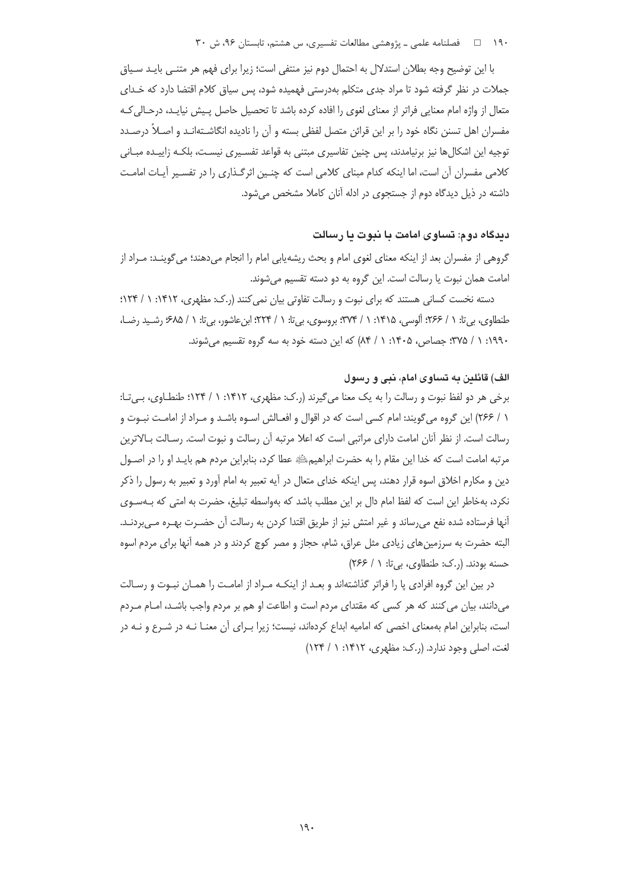با این توضیح وجه بطلان استدلال به احتمال دوم نیز منتفی است؛ زیرا برای فهم هر متنی باید سیاق جملات در نظر گرفته شود تا مراد جدی متکلم بەدرستی فهمیده شود، پس سیاق کلام اقتضا دارد که خدای متعال از واژه امام معنایی فراتر از معنای لغوی را افاده کرده باشد تا تحصیل حاصل پیش نیاید، درحالی‌که مفسران اهل تسنن نگاه خود را بر این قرائن متصل لفظی بسته و آن را نادیده انگاشته‌اند و اصلاً درصدد توجیه این اشکال‌ها نیز برنیامدند، پس چنین تفاسیری مبتنی به قواعد تفسیری نیست، بلکه زاییده مبانی کلامی مفسران آن است، اما اینکه کدام مبنای کلامی است که چنین اثرگذاری را در تفسیر آیات امامت داشته در ذیل دیدگاه دوم از جستجوی در ادله آنان کاملا مشخص می‌شود.

### دیدگاه دوم: تساوی امامت با نبوت یا رسالت

گروهی از مفسران بعد از اینکه معنای لغوی امام و بحث ریشه‌یابی امام را انجام می‌دهند؛ می‌گویند: مراد از امامت همان نبوت یا رسالت است. این گروه به دو دسته تقسیم می‌شوند.

دسته نخست کسانی هستند که برای نبوت و رسالت تفاوتی بیان نمی‌کنند (ر.ک: مظهری، ۱۴۱۲: ۱ / ۱۲۴؛ طنطاوی، بی‌تا: ۱ / ۲۶۶؛ آلوسی، ۱۴۱۵: ۱ / ۳۷۴؛ بروسوی، بی‌تا: ۱ / ۲۲۴؛ ابن‌عاشور، بی‌تا: ۱ / ۶۸۵؛ رشید رضا، ۱۹۹۰: ۱ / ۳۷۵؛ جصاص، ۱۴۰۵: ۱ / ۸۴) که این دسته خود به سه گروه تقسیم می‌شوند.

#### الف) قائلین به تساوی امام، نبی و رسول

برخی هر دو لفظ نبوت و رسالت را به یک معنا می‌گیرند (ر.ک: مظهری، ۱۴۱۲: ۱ / ۱۲۴؛ طنطاوی، بی‌تا: ۱ / ۲۶۶) این گروه می‌گویند: امام کسی است که در اقوال و افعالش اسوه باشد و مراد از امامت نبوت و رسالت است. از نظر آنان امامت دارای مراتبی است که اعلا مرتبه آن رسالت و نبوت است. رسالت بالاترین مرتبه امامت است که خدا این مقام را به حضرت ابراهیمﷺ عطا کرد، بنابراین مردم هم باید او را در اصول دین و مکارم اخلاق اسوه قرار دهند، پس اینکه خدای متعال در آیه تعبیر به امام آورد و تعبیر به رسول را ذکر نکرد، به‌خاطر این است که لفظ امام دال بر این مطلب باشد که به‌واسطه تبلیغ، حضرت به امتی که به‌سوی آنها فرستاده شده نفع می‌رساند و غیر امتش نیز از طریق اقتدا کردن به رسالت آن حضرت بهره می‌بردند. البته حضرت به سرزمین‌های زیادی مثل عراق، شام، حجاز و مصر کوچ کردند و در همه آنها برای مردم اسوه حسنه بودند. (ر.ک: طنطاوی، بی‌تا: ۱ / ۲۶۶)

در بین این گروه افرادی پا را فراتر گذاشته‌اند و بعد از اینکه مراد از امامت را همان نبوت و رسالت می‌دانند، بیان می‌کنند که هر کسی که مقتدای مردم است و اطاعت او هم بر مردم واجب باشد، امام مردم است، بنابراین امام به‌معنای اخصی که امامیه ابداع کرده‌اند، نیست؛ زیرا برای آن معنا نه در شرع و نه در لغت، اصلی وجود ندارد. (ر.ک: مظهری، ۱۴۱۲: ۱ / ۱۲۴)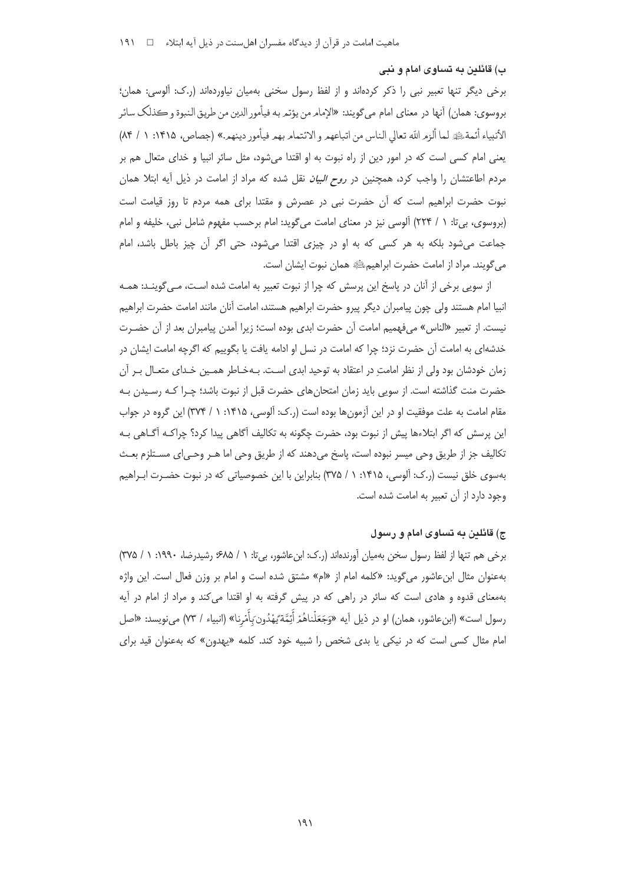### ب) قائلین به تساوی امام و نبی

برخی دیگر تنها تعبیر نبی را ذکر کرده‌اند و از لفظ رسول سخنی به‌میان نیاورده‌اند (ر.ک: آلوسی: همان؛ بروسوی: همان) آنها در معنای امام می‌گویند: «الإمام من یؤتم به فیأمور الدین من طریق النبوة وکذلک سائر الأنبیاء أئمة ﷺ لما ألزم الله تعالی الناس من اتباعهم و الائتمام بهم فیأمور دینهم.» (جصاص، ۱۴۱۵: ۱ / ۸۴) یعنی امام کسی است که در امور دین از راه نبوت به او اقتدا می‌شود، مثل سائر انبیا و خدای متعال هم بر مردم اطاعتشان را واجب کرد، همچنین در *روح البیان* نقل شده که مراد از امامت در ذیل آیه ابتلا همان نبوت حضرت ابراهیم است که آن حضرت نبی در عصرش و مقتدا برای همه مردم تا روز قیامت است (بروسوی، بی‌تا: ۱ / ۲۲۴) آلوسی نیز در معنای امامت می‌گوید: امام برحسب مفهوم شامل نبی، خلیفه و امام جماعت می‌شود بلکه به هر کسی که به او در چیزی اقتدا می‌شود، حتی اگر آن چیز باطل باشد، امام می‌گویند. مراد از امامت حضرت ابراهیم ﷺ همان نبوت ایشان است.

از سویی برخی از آنان در پاسخ این پرسش که چرا از نبوت تعبیر به امامت شده است، می‌گویند: همه انبیا امام هستند ولی چون پیامبران دیگر پیرو حضرت ابراهیم هستند، امامت آنان مانند امامت حضرت ابراهیم نیست. از تعبیر «الناس» می‌فهمیم امامت آن حضرت ابدی بوده است؛ زیرا آمدن پیامبران بعد از آن حضرت خدشه‌ای به امامت آن حضرت نزد؛ چرا که امامت در نسل او ادامه یافت یا بگوییم که اگرچه امامت ایشان در زمان خودشان بود ولی از نظر امامتِ در اعتقاد به توحید ابدی است. به‌خاطر همین خدای متعال بر آن حضرت منت گذاشته است. از سویی باید زمان امتحان‌های حضرت قبل از نبوت باشد؛ چرا که رسیدن به مقام امامت به علت موفقیت او در این آزمون‌ها بوده است (ر.ک: آلوسی، ۱۴۱۵: ۱ / ۳۷۴) این گروه در جواب این پرسش که اگر ابتلاءها پیش از نبوت بود، حضرت چگونه به تکالیف آگاهی پیدا کرد؟ چراکه آگاهی به تکالیف جز از طریق وحی میسر نبوده است، پاسخ می‌دهند که از طریق وحی اما هر وحی‌ای مستلزم بعث به‌سوی خلق نیست (ر.ک: آلوسی، ۱۴۱۵: ۱ / ۳۷۵) بنابراین با این خصوصیاتی که در نبوت حضرت ابراهیم وجود دارد از آن تعبیر به امامت شده است.

### ج) قائلین به تساوی امام و رسول

برخی هم تنها از لفظ رسول سخن به‌میان آورده‌اند (ر.ک: ابن‌عاشور، بی‌تا: ۱ / ۶۸۵؛ رشیدرضا، ۱۹۹۰: ۱ / ۳۷۵) به‌عنوان مثال ابن‌عاشور می‌گوید: «کلمه امام از «ام» مشتق شده است و امام بر وزن فعال است. این واژه به‌معنای قدوه و هادی است که سائر در راهی که در پیش گرفته به او اقتدا می‌کند و مراد از امام در آیه رسول است» (ابن‌عاشور، همان) او در ذیل آیه «وَجَعَلْناهُمْ أَئِمَّةً یَهْدُونَ بِأَمْرِنا» (انبیاء / ۷۳) می‌نویسد: «اصل امام مثال کسی است که در نیکی یا بدی شخص را شبیه خود کند. کلمه «یهدون» که به‌عنوان قید برای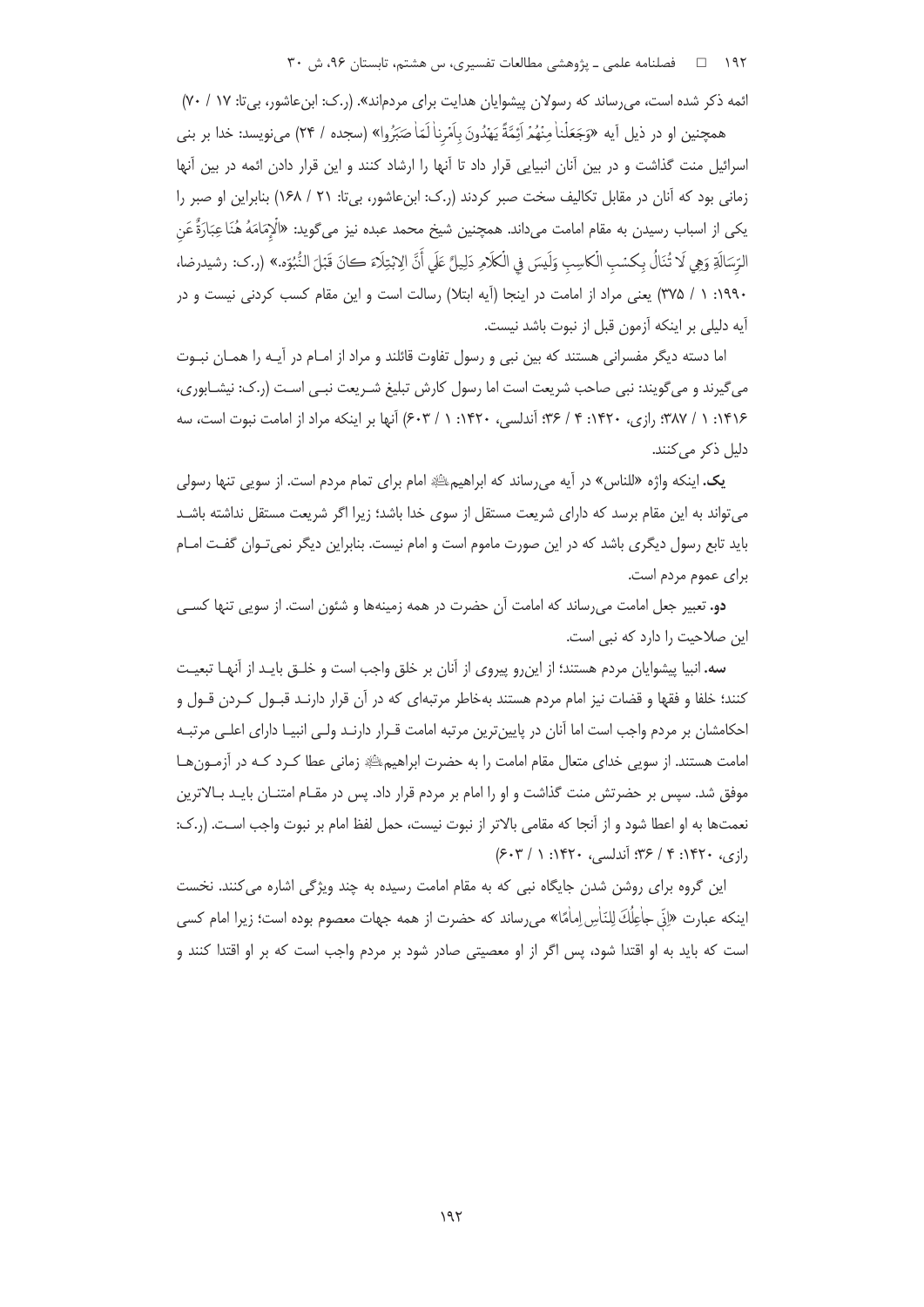ائمه ذکر شده است، می‌رساند که رسولان پیشوایان هدایت برای مردم‌اند». (ر.ک: ابن‌عاشور، بی‌تا: ۱۷ / ۷۰)

همچنین او در ذیل آیه «وَجَعَلْنا مِنْهُمْ اَئِمَّةً يَهْدُونَ بِاَمْرِنا لَمّا صَبَرُوا» (سجده / ۲۴) می‌نویسد: خدا بر بنی اسرائیل منت گذاشت و در بین آنان انبیایی قرار داد تا آنها را ارشاد کنند و این قرار دادن ائمه در بین آنها زمانی بود که آنان در مقابل تکالیف سخت صبر کردند (ر.ک: ابن‌عاشور، بی‌تا: ۲۱ / ۱۶۸) بنابراین او صبر را یکی از اسباب رسیدن به مقام امامت می‌داند. همچنین شیخ محمد عبده نیز می‌گوید: «الْإِمَامَةُ هُنَا عِبَارَةٌ عَنِ الرِّسَالَةِ وَهِيَ لَا تُنَالُ بِكَسْبِ الْكَاسِبِ وَلَيسَ فِي الْكَلَامِ دَلِيلٌ عَلَى أَنَّ الِابْتِلَاءَ كَانَ قَبْلَ النُّبُوَّه.» (ر.ک: رشیدرضا، ۱۹۹۰: ۱ / ۳۷۵) یعنی مراد از امامت در اینجا (آیه ابتلا) رسالت است و این مقام کسب کردنی نیست و در آیه دلیلی بر اینکه آزمون قبل از نبوت باشد نیست.

اما دسته دیگر مفسرانی هستند که بین نبی و رسول تفاوت قائلند و مراد از امـام در آیـه را همـان نبـوت می‌گیرند و می‌گویند: نبی صاحب شریعت است اما رسول کارش تبلیغ شـریعت نبـی اسـت (ر.ک: نیشـابوری، ۱۴۱۶: ۱ / ۳۸۷؛ رازی، ۱۴۲۰: ۴ / ۳۶؛ آندلسی، ۱۴۲۰: ۱ / ۶۰۳) آنها بر اینکه مراد از امامت نبوت است، سه دلیل ذکر می‌کنند.

**یک.** اینکه واژه «للناس» در آیه می‌رساند که ابراهیم ﷺ امام برای تمام مردم است. از سویی تنها رسولی می‌تواند به این مقام برسد که دارای شریعت مستقل از سوی خدا باشد؛ زیرا اگر شریعت مستقل نداشته باشـد باید تابع رسول دیگری باشد که در این صورت ماموم است و امام نیست. بنابراین دیگر نمی‌تـوان گفـت امـام برای عموم مردم است.

**دو.** تعبیر جعل امامت می‌رساند که امامت آن حضرت در همه زمینه‌ها و شئون است. از سویی تنها کسـی این صلاحیت را دارد که نبی است.

**سه.** انبیا پیشوایان مردم هستند؛ از این‌رو پیروی از آنان بر خلق واجب است و خلـق بایـد از آنهـا تبعیـت کنند؛ خلفا و فقها و قضات نیز امام مردم هستند به‌خاطر مرتبه‌ای که در آن قرار دارنـد قبـول کـردن قـول و احکامشان بر مردم واجب است اما آنان در پایین‌ترین مرتبه امامت قـرار دارنـد ولـی انبیـا دارای اعلـی مرتبـه امامت هستند. از سویی خدای متعال مقام امامت را به حضرت ابراهیم ﷺ زمانی عطا کـرد کـه در آزمـون‌هـا موفق شد. سپس بر حضرتش منت گذاشت و او را امام بر مردم قرار داد. پس در مقـام امتنـان بایـد بـالاترین نعمت‌ها به او اعطا شود و از آنجا که مقامی بالاتر از نبوت نیست، حمل لفظ امام بر نبوت واجب اسـت. (ر.ک: رازی، ۱۴۲۰: ۴ / ۳۶؛ آندلسی، ۱۴۲۰: ۱ / ۶۰۳)

این گروه برای روشن شدن جایگاه نبی که به مقام امامت رسیده به چند ویژگی اشاره می‌کنند. نخست اینکه عبارت «اِنّی جاعِلُكَ لِلنّاسِ اِمامًا» می‌رساند که حضرت از همه جهات معصوم بوده است؛ زیرا امام کسی است که باید به او اقتدا شود، پس اگر از او معصیتی صادر شود بر مردم واجب است که بر او اقتدا کنند و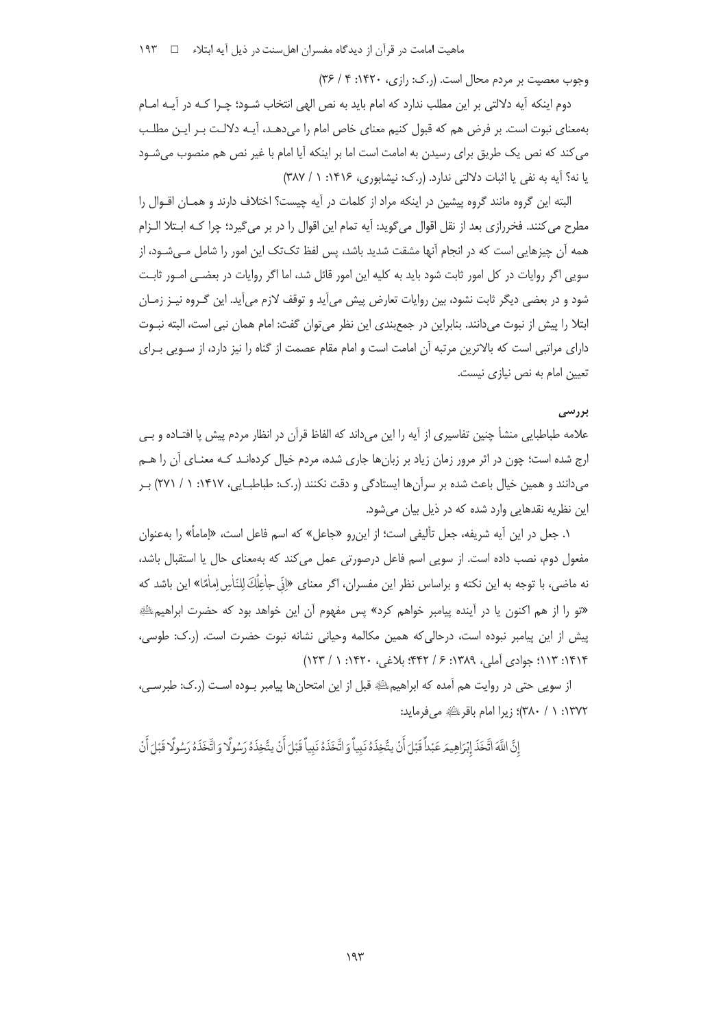وجوب معصیت بر مردم محال است. (ر.ک: رازی، ۱۴۲۰: ۴ / ۳۶)

دوم اینکه آیه دلالتی بر این مطلب ندارد که امام باید به نص الهی انتخاب شـود؛ چـرا کـه در آیـه امـام به‌معنای نبوت است. بر فرض هم که قبول کنیم معنای خاص امام را می‌دهـد، آیـه دلالـت بـر ایـن مطلـب می‌کند که نص یک طریق برای رسیدن به امامت است اما بر اینکه آیا امام با غیر نص هم منصوب می‌شـود یا نه؟ آیه به نفی یا اثبات دلالتی ندارد. (ر.ک: نیشابوری، ۱۴۱۶: ۱ / ۳۸۷)

البته این گروه مانند گروه پیشین در اینکه مراد از کلمات در آیه چیست؟ اختلاف دارند و همـان اقـوال را مطرح می‌کنند. فخررازی بعد از نقل اقوال می‌گوید: آیه تمام این اقوال را در بر می‌گیرد؛ چرا کـه ابـتلا الـزام همه آن چیزهایی است که در انجام آنها مشقت شدید باشد، پس لفظ تک‌تک این امور را شامل مـی‌شـود، از سویی اگر روایات در کل امور ثابت شود باید به کلیه این امور قائل شد، اما اگر روایات در بعضـی امـور ثابـت شود و در بعضی دیگر ثابت نشود، بین روایات تعارض پیش می‌آید و توقف لازم می‌آید. این گـروه نیـز زمـان ابتلا را پیش از نبوت می‌دانند. بنابراین در جمع‌بندی این نظر می‌توان گفت: امام همان نبی است، البته نبـوت دارای مراتبی است که بالاترین مرتبه آن امامت است و امام مقام عصمت از گناه را نیز دارد، از سـویی بـرای تعیین امام به نص نیازی نیست.

### بررسی

علامه طباطبایی منشأ چنین تفاسیری از آیه را این می‌داند که الفاظ قرآن در انظار مردم پیش پا افتـاده و بـی ارج شده است؛ چون در اثر مرور زمان زیاد بر زبان‌ها جاری شده، مردم خیال کرده‌انـد کـه معنـای آن را هـم می‌دانند و همین خیال باعث شده بر سرآن‌ها ایستادگی و دقت نکنند (ر.ک: طباطبـایی، ۱۴۱۷: ۱ / ۲۷۱) بـر این نظریه نقدهایی وارد شده که در ذیل بیان می‌شود.

۱. جعل در این آیه شریفه، جعل تألیفی است؛ از این‌رو «جاعل» که اسم فاعل است، «إماماً» را به‌عنوان مفعول دوم، نصب داده است. از سویی اسم فاعل درصورتی عمل می‌کند که به‌معنای حال یا استقبال باشد، نه ماضی، با توجه به این نکته و براساس نظر این مفسران، اگر معنای «إِنِّي جاعِلُكَ لِلنّاسِ إِمامًا» این باشد که «تو را از هم اکنون یا در آینده پیامبر خواهم کرد» پس مفهوم آن این خواهد بود که حضرت ابراهیم؟ پیش از این پیامبر نبوده است، درحالی‌که همین مکالمه وحیانی نشانه نبوت حضرت است. (ر.ک: طوسی، ۱۴۱۴: ۱۱۳؛ جوادی آملی، ۱۳۸۹: ۶ / ۴۴۲؛ بلاغی، ۱۴۲۰: ۱ / ۱۲۳)

از سویی حتی در روایت هم آمده که ابراهیم؟ قبل از این امتحان‌ها پیامبر بـوده اسـت (ر.ک: طبرسـی، ۱۳۷۲: ۱ / ۳۸۰)؛ زیرا امام باقر؟ می‌فرماید:

إِنَّ اللَّهَ اتَّخَذَ إِبْرَاهِيمَ عَبْداً قَبْلَ أَنْ يَتَّخِذَهُ نَبِيّاً وَ اتَّخَذَهُ نَبِيّاً قَبْلَ أَنْ يَتَّخِذَهُ رَسُولًا وَ اتَّخَذَهُ رَسُولًا قَبْلَ أَنْ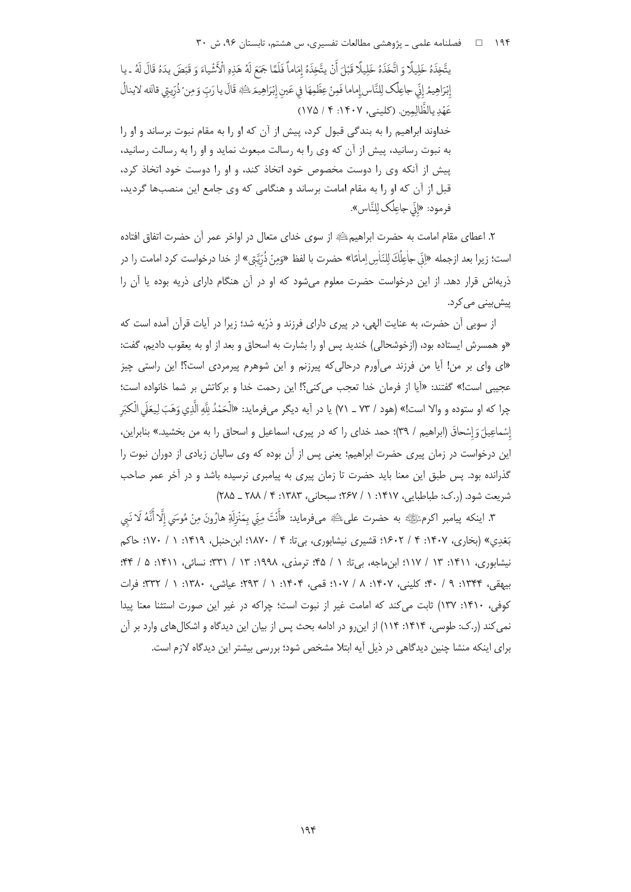يتَّخِذَهُ خَلِيلًا وَ اتَّخَذَهُ خَلِيلًا قَبْلَ أَنْ يتَّخِذَهُ إِمَاماً فَلَمَّا جَمَعَ لَهُ هَذِهِ الْأَشْياءَ وَ قَبَضَ يدَهُ قَالَ لَهُ ـ يا إِبْرَاهِيمُ إِنِّي جاعِلُک لِلنَّاسِ إِماما فَمِنْ عِظَمِهَا فِي عَينِ إِبْرَاهِيمَ ﷺ قَالَ يا رَبِّ وَ مِنْ ذُرِّيتِي قالَه لاينالُ عَهْدِ بالظّالِمِين. (کلینی، ۱۴۰۷: ۴ / ۱۷۵)

خداوند ابراهیم را به بندگی قبول کرد، پیش از آن که او را به مقام نبوت برساند و او را به نبوت رسانید، پیش از آن که وی را به رسالت مبعوث نماید و او را به رسالت رسانید، پیش از آنکه وی را دوست مخصوص خود اتخاذ کند، و او را دوست خود اتخاذ کرد، قبل از آن که او را به مقام امامت برساند و هنگامی که وی جامع این منصب‌ها گردید، فرمود: «إِنِّي جاعِلُک لِلنَّاس».

۲. اعطای مقام امامت به حضرت ابراهیم ﷺ از سوی خدای متعال در اواخر عمر آن حضرت اتفاق افتاده است؛ زیرا بعد ازجمله «اِنّي جاعِلُكَ لِلنّاسِ اِمامًا» حضرت با لفظ «وَمِنْ ذُرِّيَّتِي» از خدا درخواست کرد امامت را در ذریه‌اش قرار دهد. از این درخواست حضرت معلوم می‌شود که او در آن هنگام دارای ذریه بوده یا آن را پیش‌بینی می‌کرد.

از سویی آن حضرت، به عنایت الهی، در پیری دارای فرزند و ذرّیه شد؛ زیرا در آیات قرآن آمده است که «و همسرش ایستاده بود، (ازخوشحالی) خندید پس او را بشارت به اسحاق و بعد از او به یعقوب دادیم، گفت: «ای وای بر من! آیا من فرزند می‌آورم درحالی‌که پیرزنم و این شوهرم پیرمردی است؟! این راستی چیز عجیبی است!» گفتند: «آیا از فرمان خدا تعجب می‌کنی؟! این رحمت خدا و برکاتش بر شما خانواده است؛ چرا که او ستوده و والا است!» (هود / ۷۳ ـ ۷۱) یا در آیه دیگر می‌فرماید: «اَلْحَمْدُ لِلّٰهِ الَّذِي وَهَبَ لِي عَلَى الْكِبَرِ إِسْماعِيلَ وَ إِسْحاقَ (ابراهیم / ۳۹)؛ حمد خدای را که در پیری، اسماعیل و اسحاق را به من بخشید.» بنابراین، این درخواست در زمان پیری حضرت ابراهیم؛ یعنی پس از آن بوده که وی سالیان زیادی از دوران نبوت را گذرانده بود. پس طبق این معنا باید حضرت تا زمان پیری به پیامبری نرسیده باشد و در آخر عمر صاحب شریعت شود. (ر.ک: طباطبایی، ۱۴۱۷: ۱ / ۲۶۷؛ سبحانی، ۱۳۸۳: ۴ / ۲۸۸ ـ ۲۸۵)

۳. اینکه پیامبر اکرم ﷺ به حضرت علی ﷺ می‌فرماید: «أَنْتَ مِنِّي بِمَنْزِلَةِ هارُونَ مِنْ مُوسَى إِلّا أَنَّهُ لَا نَبِي بَعْدِي» (بخاری، ۱۴۰۷: ۴ / ۱۶۰۲؛ قشیری نیشابوری، بی‌تا: ۴ / ۱۸۷۰؛ ابن‌حنبل، ۱۴۱۹: ۱ / ۱۷۰؛ حاکم نیشابوری، ۱۴۱۱: ۱۳ / ۱۱۷؛ ابن‌ماجه، بی‌تا: ۱ / ۴۵؛ ترمذی، ۱۹۹۸: ۱۳ / ۳۳۱؛ نسائی، ۱۴۱۱: ۵ / ۴۴؛ بیهقی، ۱۳۴۴: ۹ / ۴۰؛ کلینی، ۱۴۰۷: ۸ / ۱۰۷؛ قمی، ۱۴۰۴: ۱ / ۲۹۳؛ عیاشی، ۱۳۸۰: ۱ / ۳۳۲؛ فرات کوفی، ۱۴۱۰: ۱۳۷) ثابت می‌کند که امامت غیر از نبوت است؛ چراکه در غیر این صورت استثنا معنا پیدا نمی‌کند (ر.ک: طوسی، ۱۴۱۴: ۱۱۴) از این‌رو در ادامه بحث پس از بیان این دیدگاه و اشکال‌های وارد بر آن برای اینکه منشا چنین دیدگاهی در ذیل آیه ابتلا مشخص شود؛ بررسی بیشتر این دیدگاه لازم است.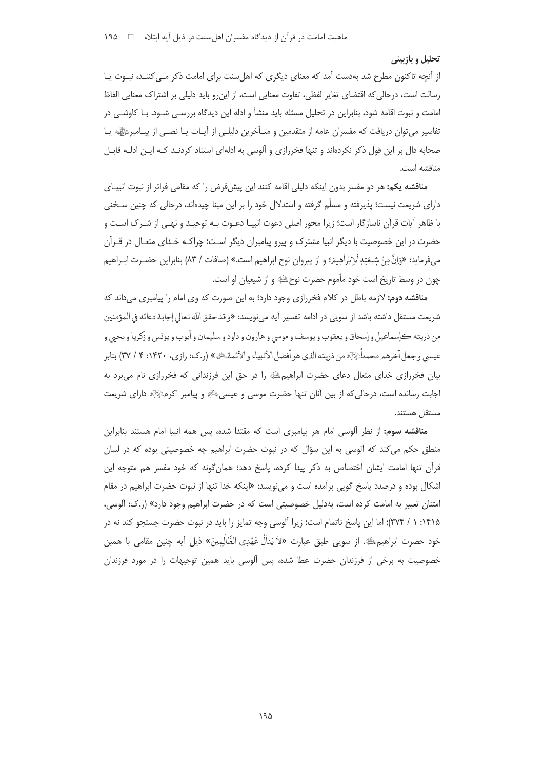### تحلیل و بازبینی

از آنچه تاکنون مطرح شد به‌دست آمد که معنای دیگری که اهل‌سنت برای امامت ذکر می‌کنند، نبوت یا رسالت است، درحالی‌که اقتضای تغایر لفظی، تفاوت معنایی است، از این‌رو باید دلیلی بر اشتراک معنایی الفاظ امامت و نبوت اقامه شود، بنابراین در تحلیل مسئله باید منشأ و ادله این دیدگاه بررسی شود. با کاوشی در تفاسیر می‌توان دریافت که مفسران عامه از متقدمین و متأخرین دلیلی از آیات یا نصی از پیامبر صلی الله علیه و آله یا صحابه دال بر این قول ذکر نکرده‌اند و تنها فخررازی و آلوسی به ادله‌ای استناد کردند که این ادله قابل مناقشه است.

**مناقشه یکم:** هر دو مفسر بدون اینکه دلیلی اقامه کنند این پیش‌فرض را که مقامی فراتر از نبوت انبیای دارای شریعت نیست؛ پذیرفته و مسلّم گرفته و استدلال خود را بر این مبنا چیده‌اند، درحالی که چنین سخنی با ظاهر آیات قرآن ناسازگار است؛ زیرا محور اصلی دعوت انبیا دعوت به توحید و نهی از شرک است و حضرت در این خصوصیت با دیگر انبیا مشترک و پیرو پیامبران دیگر است؛ چراکه خدای متعال در قرآن می‌فرماید: «وَإِنَّ مِنْ شِيعَتِهِ لَإِبْرَاهِيمَ؛ و از پیروان نوح ابراهیم است.» (صافات / ۸۳) بنابراین حضرت ابراهیم چون در وسط تاریخ است خود مأموم حضرت نوح علیه السلام و از شیعیان او است.

**مناقشه دوم:** لازمه باطل در کلام فخررازی وجود دارد؛ به این صورت که وی امام را پیامبری می‌داند که شریعت مستقل داشته باشد از سویی در ادامه تفسیر آیه می‌نویسد: «و قد حقق الله تعالی إجابة دعائه في المؤمنين من ذريته كإسماعيل و إسحاق و يعقوب و يوسف و موسي و هارون و داود و سليمان و أيوب و يونس و زكريا و يحيي و عيسي و جعل آخرهم محمداً صلی الله علیه و آله من ذريته الذي هو أفضل الأنبياء و الأئمة علیهم السلام» (ر.ک: رازی، ۱۴۲۰: ۴ / ۳۷) بنابر بیان فخررازی خدای متعال دعای حضرت ابراهیم علیه السلام را در حق این فرزندانی که فخررازی نام می‌برد به اجابت رسانده است، درحالی‌که از بین آنان تنها حضرت موسی و عیسی علیهما السلام و پیامبر اکرم صلی الله علیه و آله دارای شریعت مستقل هستند.

**مناقشه سوم:** از نظر آلوسی امام هر پیامبری است که مقتدا شده، پس همه انبیا امام هستند بنابراین منطق حکم می‌کند که آلوسی به این سؤال که در نبوت حضرت ابراهیم چه خصوصیتی بوده که در لسان قرآن تنها امامت ایشان اختصاص به ذکر پیدا کرده، پاسخ دهد؛ همان‌گونه که خود مفسر هم متوجه این اشکال بوده و درصدد پاسخ گویی برآمده است و می‌نویسد: «اینکه خدا تنها از نبوت حضرت ابراهیم در مقام امتنان تعبیر به امامت کرده است، به‌دلیل خصوصیتی است که در حضرت ابراهیم وجود دارد» (ر.ک: آلوسی، ۱۴۱۵: ۱ / ۳۷۴)؛ اما این پاسخ ناتمام است؛ زیرا آلوسی وجه تمایز را باید در نبوت حضرت جستجو کند نه در خود حضرت ابراهیم علیه السلام. از سویی طبق عبارت «لَا يَنَالُ عَهْدِي الظَّالِمِينَ» ذیل آیه چنین مقامی با همین خصوصیت به برخی از فرزندان حضرت عطا شده، پس آلوسی باید همین توجیهات را در مورد فرزندان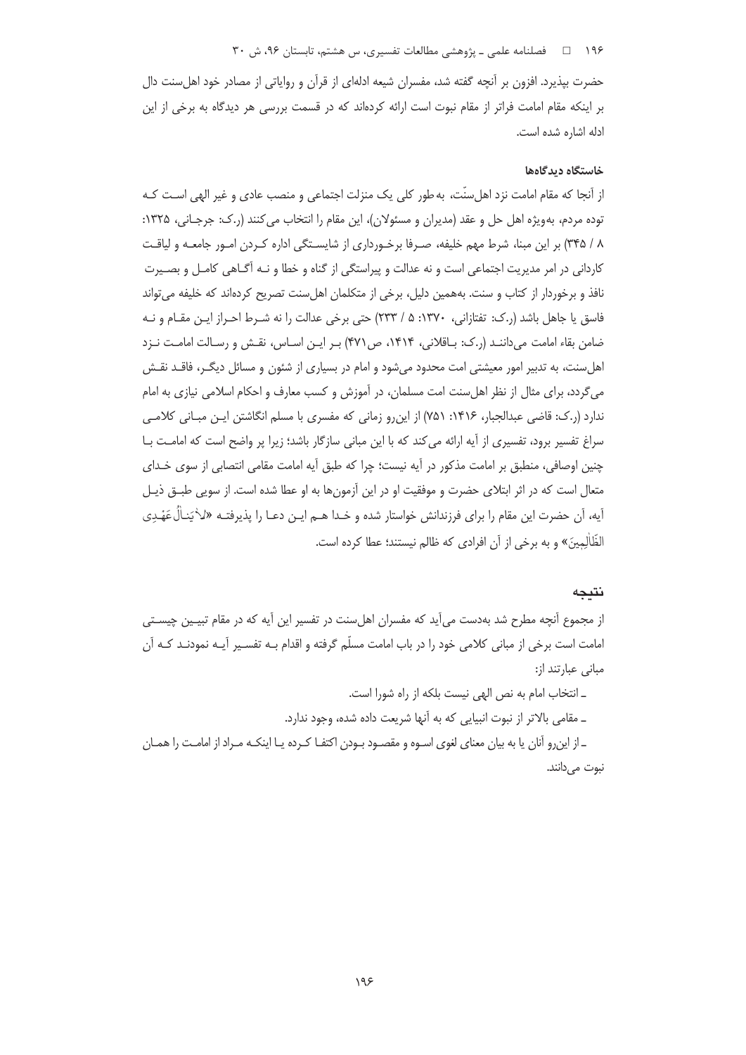حضرت بپذیرد. افزون بر آنچه گفته شد، مفسران شیعه ادله‌ای از قرآن و روایاتی از مصادر خود اهل‌سنت دال بر اینکه مقام امامت فراتر از مقام نبوت است ارائه کرده‌اند که در قسمت بررسی هر دیدگاه به برخی از این ادله اشاره شده است.

### خاستگاه دیدگاه‌ها

از آنجا که مقام امامت نزد اهل‌سنّت، به‌طور کلی یک منزلت اجتماعی و منصب عادی و غیر الهی است که توده مردم، به‌ویژه اهل حل و عقد (مدیران و مسئولان)، این مقام را انتخاب می‌کنند (ر.ک: جرجانی، ۱۳۲۵: ۸ / ۳۴۵) بر این مبنا، شرط مهم خلیفه، صرفا برخورداری از شایستگی اداره کردن امور جامعه و لیاقت کاردانی در امر مدیریت اجتماعی است و نه عدالت و پیراستگی از گناه و خطا و نه آگاهی کامل و بصیرت نافذ و برخوردار از کتاب و سنت. به‌همین دلیل، برخی از متکلمان اهل‌سنت تصریح کرده‌اند که خلیفه می‌تواند فاسق یا جاهل باشد (ر.ک: تفتازانی، ۱۳۷۰: ۵ / ۲۳۳) حتی برخی عدالت را نه شرط احراز این مقام و نه ضامن بقاء امامت می‌دانند (ر.ک: باقلانی، ۱۴۱۴، ص۴۷۱) بر این اساس، نقش و رسالت امامت نزد اهل‌سنت، به تدبیر امور معیشتی امت محدود می‌شود و امام در بسیاری از شئون و مسائل دیگر، فاقد نقش می‌گردد، برای مثال از نظر اهل‌سنت امت مسلمان، در آموزش و کسب معارف و احکام اسلامی نیازی به امام ندارد (ر.ک: قاضی عبدالجبار، ۱۴۱۶: ۷۵۱) از این‌رو زمانی که مفسری با مسلم انگاشتن این مبانی کلامی سراغ تفسیر برود، تفسیری از آیه ارائه می‌کند که با این مبانی سازگار باشد؛ زیرا پر واضح است که امامت با چنین اوصافی، منطبق بر امامت مذکور در آیه نیست؛ چرا که طبق آیه امامت مقامی انتصابی از سوی خدای متعال است که در اثر ابتلای حضرت و موفقیت او در این آزمون‌ها به او عطا شده است. از سویی طبق ذیل آیه، آن حضرت این مقام را برای فرزندانش خواستار شده و خدا هم این دعا را پذیرفته «لَا یَنَالُ عَهْدِی الظَّالِمِینَ» و به برخی از آن افرادی که ظالم نیستند؛ عطا کرده است.

## نتیجه

از مجموع آنچه مطرح شد به‌دست می‌آید که مفسران اهل‌سنت در تفسیر این آیه که در مقام تبیین چیستی امامت است برخی از مبانی کلامی خود را در باب امامت مسلّم گرفته و اقدام به تفسیر آیه نمودند که آن مبانی عبارتند از:

- انتخاب امام به نص الهی نیست بلکه از راه شورا است.
- مقامی بالاتر از نبوت انبیایی که به آنها شریعت داده شده، وجود ندارد.
- از این‌رو آنان یا به بیان معنای لغوی اسوه و مقصود بودن اکتفا کرده یا اینکه مراد از امامت را همان نبوت می‌دانند.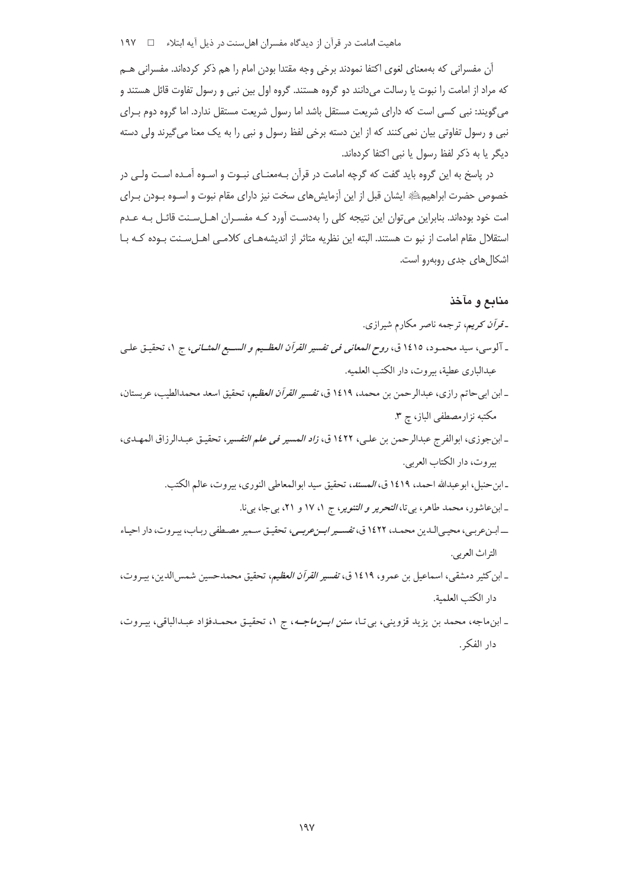آن مفسرانی که به‌معنای لغوی اکتفا نمودند برخی وجه مقتدا بودن امام را هم ذکر کرده‌اند. مفسرانی هم که مراد از امامت را نبوت یا رسالت می‌دانند دو گروه هستند. گروه اول بین نبی و رسول تفاوت قائل هستند و می‌گویند: نبی کسی است که دارای شریعت مستقل باشد اما رسول شریعت مستقل ندارد. اما گروه دوم برای نبی و رسول تفاوتی بیان نمی‌کنند که از این دسته برخی لفظ رسول و نبی را به یک معنا می‌گیرند ولی دسته دیگر یا به ذکر لفظ رسول یا نبی اکتفا کرده‌اند.

در پاسخ به این گروه باید گفت که گرچه امامت در قرآن به‌معنای نبوت و اسوه آمده است ولی در خصوص حضرت ابراهیم ایشان قبل از این آزمایش‌های سخت نیز دارای مقام نبوت و اسوه بودن برای امت خود بوده‌اند. بنابراین می‌توان این نتیجه کلی را به‌دست آورد که مفسران اهل‌سنت قائل به عدم استقلال مقام امامت از نبو ت هستند. البته این نظریه متاثر از اندیشه‌های کلامی اهل‌سنت بوده که با اشکال‌های جدی روبه‌رو است.

## منابع و مآخذ

- *قرآن کریم*، ترجمه ناصر مکارم شیرازی.
- آلوسی، سید محمود، ۱٤١٥ ق، *روح المعانی فی تفسیر القرآن العظیم و السبع المثانی*، ج ۱، تحقیق علی عبدالباری عطیة، بیروت، دار الکتب العلمیه.
- ابن ابی‌حاتم رازی، عبدالرحمن بن محمد، ١٤١٩ ق، *تفسیر القرآن العظیم*، تحقیق اسعد محمدالطیب، عربستان، مکتبه نزارمصطفی الباز، چ ۳.
- ابن‌جوزی، ابوالفرج عبدالرحمن بن علی، ١٤٢٢ ق، *زاد المسیر فی علم التفسیر*، تحقیق عبدالرزاق المهدی، بیروت، دار الکتاب العربی.
- ابن‌حنبل، ابوعبدالله احمد، ١٤١٩ ق، *المسند*، تحقیق سید ابوالمعاطی النوری، بیروت، عالم الکتب.
- ابن‌عاشور، محمد طاهر، بی‌تا، *التحریر و التنویر*، ج ۱، ۱۷ و ۲۱، بی‌جا، بی‌نا.
- ابن‌عربی، محیی‌الدین محمد، ١٤٢٢ ق، *تفسیر ابن‌عربی*، تحقیق سمیر مصطفی رباب، بیروت، دار احیاء التراث العربی.
- ابن‌کثیر دمشقی، اسماعیل بن عمرو، ١٤١٩ ق، *تفسیر القرآن العظیم*، تحقیق محمدحسین شمس‌الدین، بیروت، دار الکتب العلمیة.
- ابن‌ماجه، محمد بن یزید قزوینی، بی‌تا، *سنن ابن‌ماجه*، ج ۱، تحقیق محمدفؤاد عبدالباقی، بیروت، دار الفکر.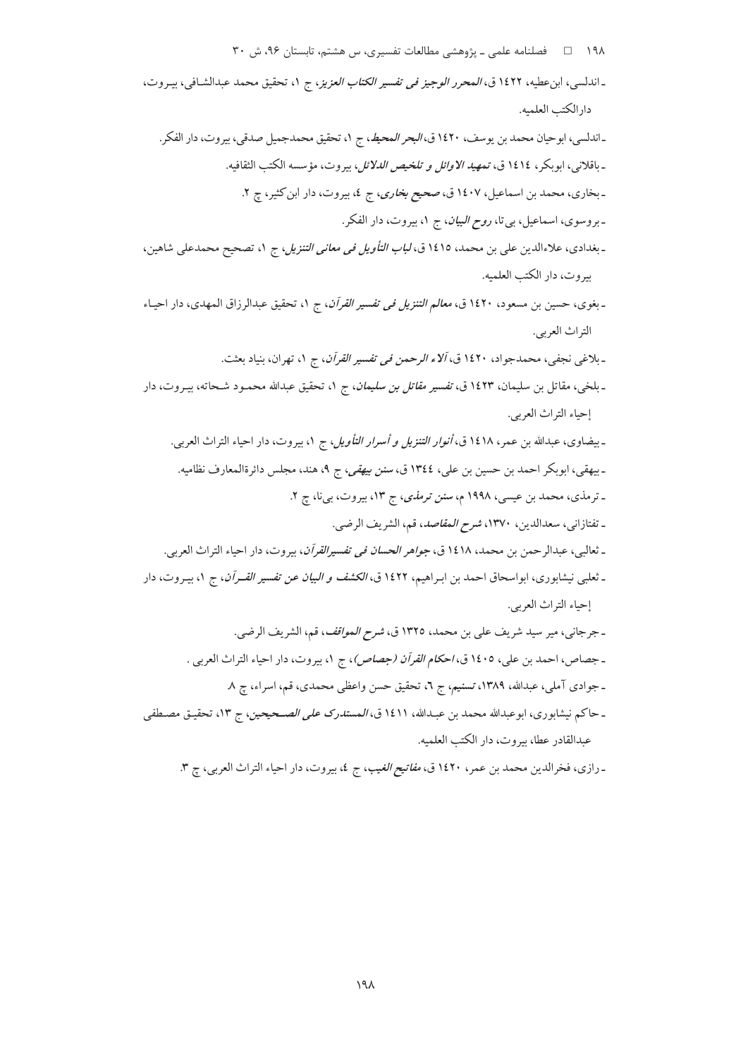- اندلسی، ابن‌عطیه، ۱۴۲۲ ق، *المحرر الوجیز فی تفسیر الکتاب العزیز*، ج ۱، تحقیق محمد عبدالشافی، بیروت، دارالکتب العلمیه.

- اندلسی، ابوحیان محمد بن یوسف، ۱۴۲۰ ق، *البحر المحیط*، ج ۱، تحقیق محمدجمیل صدقی، بیروت، دار الفکر.

- باقلانی، ابوبکر، ۱۴۱۴ ق، *تمهید الاوائل و تلخیص الدلائل*، بیروت، مؤسسه الکتب الثقافیه.

- بخاری، محمد بن اسماعیل، ۱۴۰۷ ق، *صحیح بخاری*، ج ۴، بیروت، دار ابن‌کثیر، چ ۲.

- بروسوی، اسماعیل، بی‌تا، *روح البیان*، ج ۱، بیروت، دار الفکر.

- بغدادی، علاءالدین علی بن محمد، ۱۴۱۵ ق، *لباب التأویل فی معانی التنزیل*، ج ۱، تصحیح محمدعلی شاهین، بیروت، دار الکتب العلمیه.

- بغوی، حسین بن مسعود، ۱۴۲۰ ق، *معالم التنزیل فی تفسیر القرآن*، ج ۱، تحقیق عبدالرزاق المهدی، دار احیاء التراث العربی.

- بلاغی نجفی، محمدجواد، ۱۴۲۰ ق، *آلاء الرحمن فی تفسیر القرآن*، ج ۱، تهران، بنیاد بعثت.

- بلخی، مقاتل بن سلیمان، ۱۴۲۳ ق، *تفسیر مقاتل بن سلیمان*، ج ۱، تحقیق عبدالله محمود شحاته، بیروت، دار إحیاء التراث العربی.

- بیضاوی، عبدالله بن عمر، ۱۴۱۸ ق، *أنوار التنزیل و أسرار التأویل*، ج ۱، بیروت، دار احیاء التراث العربی.

- بیهقی، ابوبکر احمد بن حسین بن علی، ۱۳۴۴ ق، *سنن بیهقی*، ج ۹، هند، مجلس دائرةالمعارف نظامیه.

- ترمذی، محمد بن عیسی، ۱۹۹۸ م، *سنن ترمذی*، ج ۱۳، بیروت، بی‌نا، چ ۲.

- تفتازانی، سعدالدین، ۱۳۷۰، *شرح المقاصد*، قم، الشریف الرضی.

- ثعالبی، عبدالرحمن بن محمد، ۱۴۱۸ ق، *جواهر الحسان فی تفسیرالقرآن*، بیروت، دار احیاء التراث العربی.

- ثعلبی نیشابوری، ابواسحاق احمد بن ابراهیم، ۱۴۲۲ ق، *الکشف و البیان عن تفسیر القرآن*، ج ۱، بیروت، دار إحیاء التراث العربی.

- جرجانی، میر سید شریف علی بن محمد، ۱۳۲۵ ق، *شرح المواقف*، قم، الشریف الرضی.

- جصاص، احمد بن علی، ۱۴۰۵ ق، *احکام القرآن (جصاص)*، ج ۱، بیروت، دار احیاء التراث العربی .

- جوادی آملی، عبدالله، ۱۳۸۹، *تسنیم*، ج ۶، تحقیق حسن واعظی محمدی، قم، اسراء، چ ۸.

- حاکم نیشابوری، ابوعبدالله محمد بن عبدالله، ۱۴۱۱ ق، *المستدرک علی الصحیحین*، ج ۱۳، تحقیق مصطفی عبدالقادر عطا، بیروت، دار الکتب العلمیه.

- رازی، فخرالدین محمد بن عمر، ۱۴۲۰ ق، *مفاتیح الغیب*، ج ۴، بیروت، دار احیاء التراث العربی، چ ۳.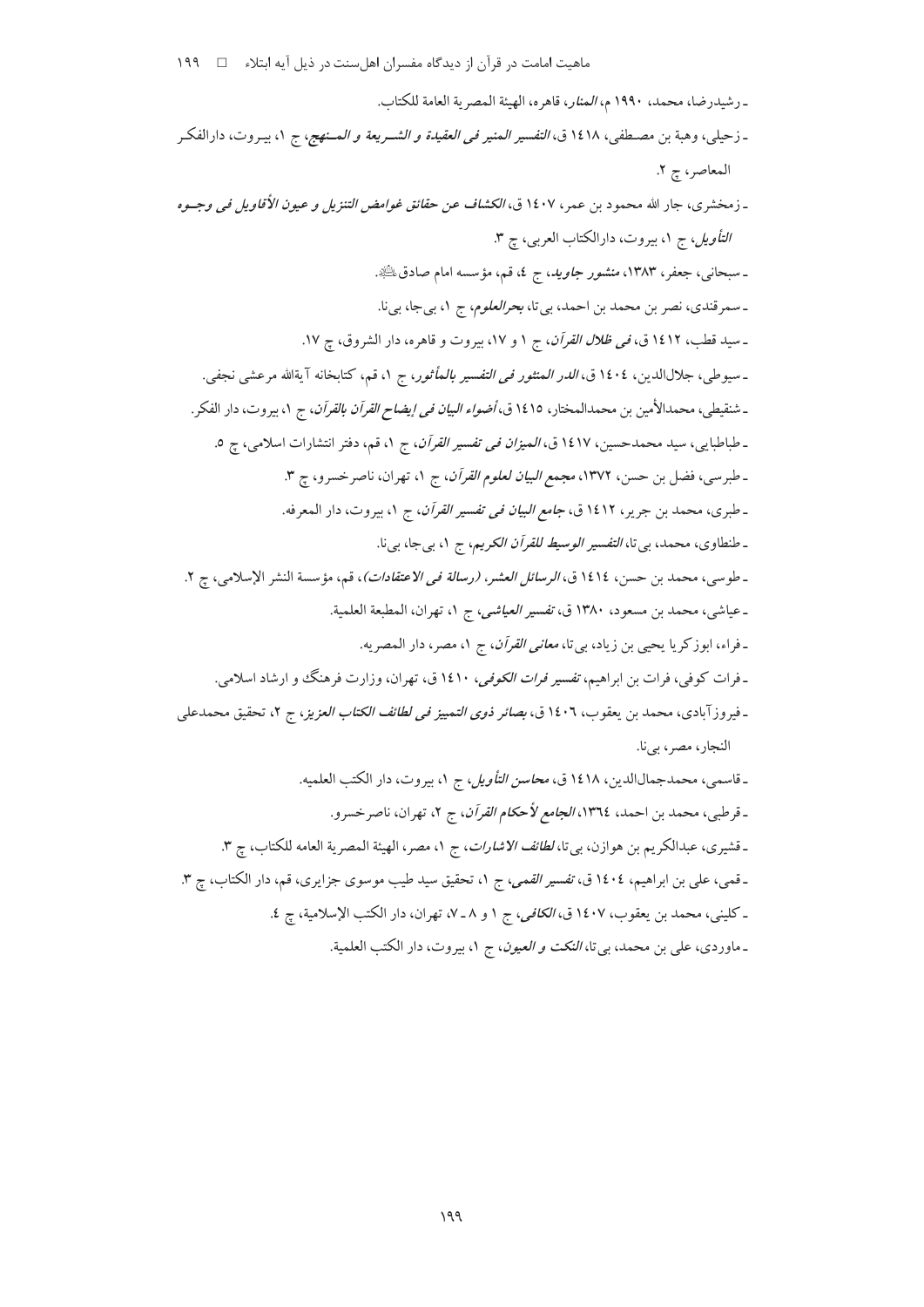- رشیدرضا، محمد، ۱۹۹۰ م، *المنار*، قاهره، الهیئة المصریة العامة للکتاب.

- زحیلی، وهبة بن مصطفی، ۱٤۱۸ ق، *التفسیر المنیر فی العقیدة و الشریعة و المنهج*، ج ۱، بیروت، دارالفکر المعاصر، چ ۲.

- زمخشری، جار الله محمود بن عمر، ۱٤۰۷ ق، *الکشاف عن حقائق غوامض التنزیل و عیون الأقاویل فی وجوه التأویل*، ج ۱، بیروت، دارالکتاب العربی، چ ۳.

- سبحانی، جعفر، ۱۳۸۳، *منشور جاوید*، ج ٤، قم، مؤسسه امام صادق علیه‌السلام.

- سمرقندی، نصر بن محمد بن احمد، بی‌تا، *بحرالعلوم*، ج ۱، بی‌جا، بی‌نا.

- سید قطب، ۱٤۱۲ ق، *فی ظلال القرآن*، ج ۱ و ۱۷، بیروت و قاهره، دار الشروق، چ ۱۷.

- سیوطی، جلال‌الدین، ۱٤۰٤ ق، *الدر المنثور فی التفسیر بالمأثور*، ج ۱، قم، کتابخانه آیةالله مرعشی نجفی.

- شنقیطی، محمدالأمین بن محمدالمختار، ۱٤۱۵ ق، *أضواء البیان فی إیضاح القرآن بالقرآن*، ج ۱، بیروت، دار الفکر.

- طباطبایی، سید محمدحسین، ۱٤۱۷ ق، *المیزان فی تفسیر القرآن*، ج ۱، قم، دفتر انتشارات اسلامی، چ ۵.

- طبرسی، فضل بن حسن، ۱۳۷۲، *مجمع البیان لعلوم القرآن*، ج ۱، تهران، ناصرخسرو، چ ۳.

- طبری، محمد بن جریر، ۱٤۱۲ ق، *جامع البیان فی تفسیر القرآن*، ج ۱، بیروت، دار المعرفه.

- طنطاوی، محمد، بی‌تا، *التفسیر الوسیط للقرآن الکریم*، ج ۱، بی‌جا، بی‌نا.

- طوسی، محمد بن حسن، ۱٤۱٤ ق، *الرسائل العشر، (رسالة فی الاعتقادات)*، قم، مؤسسة النشر الإسلامی، چ ۲.

- عیاشی، محمد بن مسعود، ۱۳۸۰ ق، *تفسیر العیاشی*، ج ۱، تهران، المطبعة العلمیة.

- فراء، ابوزکریا یحیی بن زیاد، بی‌تا، *معانی القرآن*، ج ۱، مصر، دار المصریه.

- فرات کوفی، فرات بن ابراهیم، *تفسیر فرات الکوفی*، ۱٤۱۰ ق، تهران، وزارت فرهنگ و ارشاد اسلامی.

- فیروزآبادی، محمد بن یعقوب، ۱٤۰٦ ق، *بصائر ذوی التمییز فی لطائف الکتاب العزیز*، ج ۲، تحقیق محمدعلی النجار، مصر، بی‌نا.

- قاسمی، محمدجمال‌الدین، ۱٤۱۸ ق، *محاسن التأویل*، ج ۱، بیروت، دار الکتب العلمیه.

- قرطبی، محمد بن احمد، ۱۳٦٤، *الجامع لأحکام القرآن*، ج ۲، تهران، ناصرخسرو.

- قشیری، عبدالکریم بن هوازن، بی‌تا، *لطائف الاشارات*، ج ۱، مصر، الهیئة المصریة العامه للکتاب، چ ۳.

- قمی، علی بن ابراهیم، ۱٤۰٤ ق، *تفسیر القمی*، ج ۱، تحقیق سید طیب موسوی جزایری، قم، دار الکتاب، چ ۳.

- کلینی، محمد بن یعقوب، ۱٤۰۷ ق، *الکافی*، ج ۱ و ۸ ـ ۷، تهران، دار الکتب الإسلامیة، چ ٤.

- ماوردی، علی بن محمد، بی‌تا، *النکت و العیون*، ج ۱، بیروت، دار الکتب العلمیة.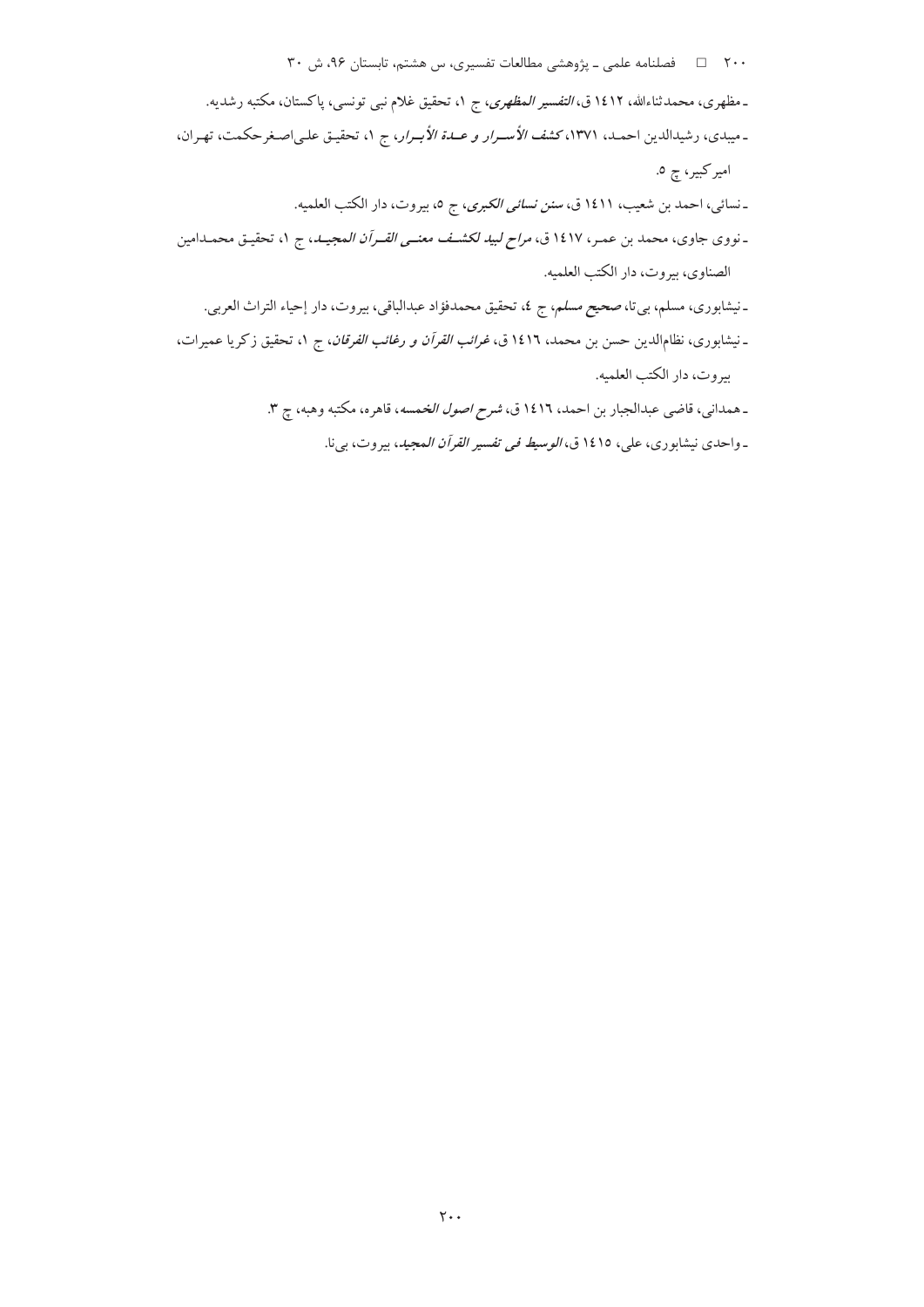ـ مظهری، محمد ثناءالله، ١٤١٢ ق، *التفسیر المظهری*، ج ١، تحقیق غلام نبی تونسی، پاکستان، مکتبه رشدیه.

ـ میبدی، رشیدالدین احمد، ١٣٧١، *کشف الأسرار و عدة الأبرار*، ج ١، تحقیق علی‌اصغر حکمت، تهران، امیرکبیر، چ ٥.

ـ نسائی، احمد بن شعیب، ١٤١١ ق، *سنن نسائی الکبری*، ج ٥، بیروت، دار الکتب العلمیه.

ـ نووی جاوی، محمد بن عمر، ١٤١٧ ق، *مراح لبید لکشف معنی القرآن المجید*، ج ١، تحقیق محمدامین الصناوی، بیروت، دار الکتب العلمیه.

ـ نیشابوری، مسلم، بی‌تا، *صحیح مسلم*، ج ٤، تحقیق محمدفؤاد عبدالباقی، بیروت، دار إحیاء التراث العربی.

ـ نیشابوری، نظام‌الدین حسن بن محمد، ١٤١٦ ق، *غرائب القرآن و رغائب الفرقان*، ج ١، تحقیق زکریا عمیرات، بیروت، دار الکتب العلمیه.

ـ همدانی، قاضی عبدالجبار بن احمد، ١٤١٦ ق، *شرح اصول الخمسه*، قاهره، مکتبه وهبه، چ ٣.

ـ واحدی نیشابوری، علی، ١٤١٥ ق، *الوسیط فی تفسیر القرآن المجید*، بیروت، بی‌نا.